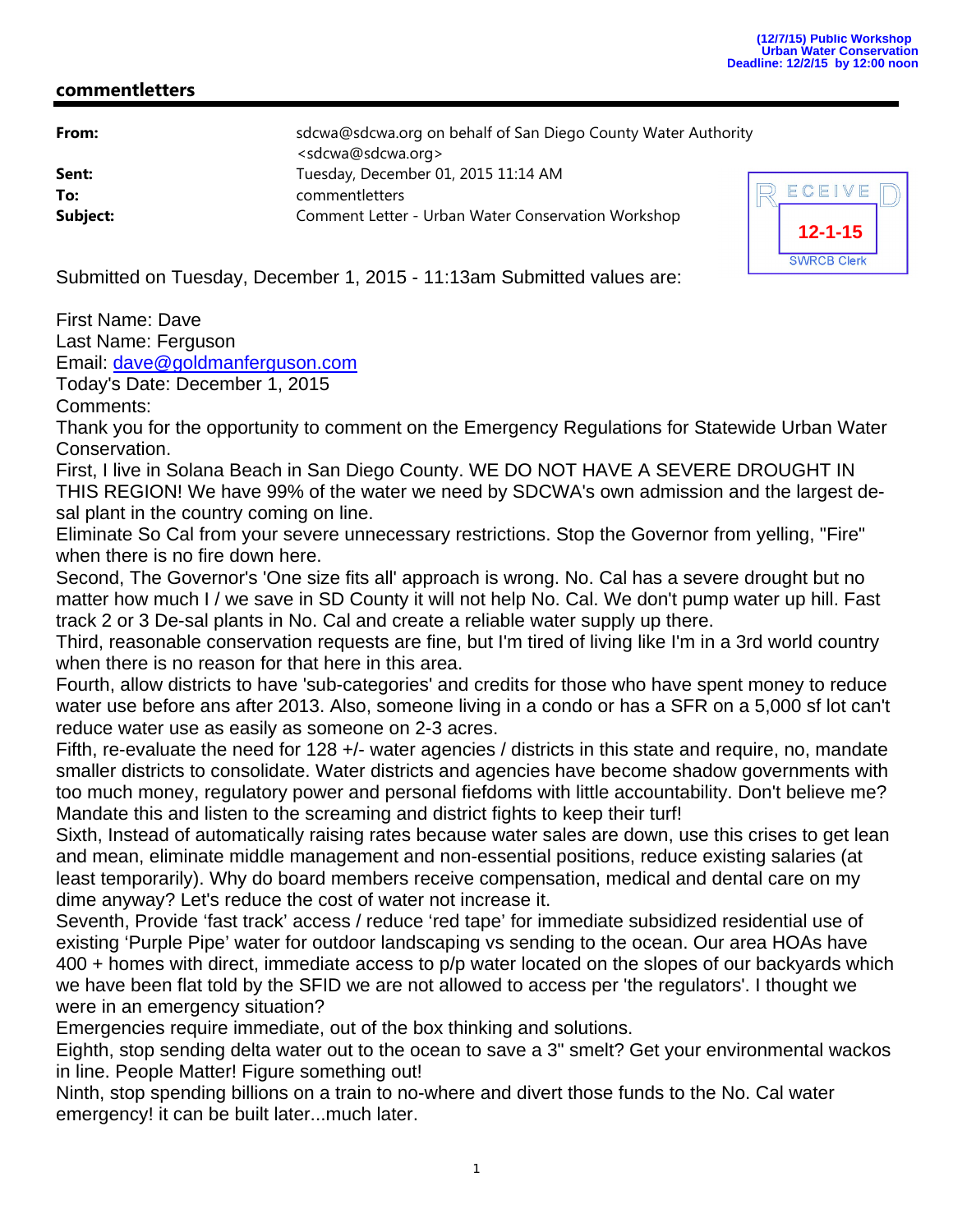(12/7/15) Public Workshop
Urban Water Conservation
Deadline: 12/2/15 by 12:00 noon

## commentletters

| | |
|---|---|
| **From:** | sdcwa@sdcwa.org on behalf of San Diego County Water Authority <sdcwa@sdcwa.org> |
| **Sent:** | Tuesday, December 01, 2015 11:14 AM |
| **To:** | commentletters |
| **Subject:** | Comment Letter - Urban Water Conservation Workshop |

RECEIVED
12-1-15
SWRCB Clerk

Submitted on Tuesday, December 1, 2015 - 11:13am Submitted values are:

First Name: Dave
Last Name: Ferguson
Email: dave@goldmanferguson.com
Today's Date: December 1, 2015
Comments:
Thank you for the opportunity to comment on the Emergency Regulations for Statewide Urban Water Conservation.
First, I live in Solana Beach in San Diego County. WE DO NOT HAVE A SEVERE DROUGHT IN THIS REGION! We have 99% of the water we need by SDCWA's own admission and the largest de-sal plant in the country coming on line.
Eliminate So Cal from your severe unnecessary restrictions. Stop the Governor from yelling, "Fire" when there is no fire down here.
Second, The Governor's 'One size fits all' approach is wrong. No. Cal has a severe drought but no matter how much I / we save in SD County it will not help No. Cal. We don't pump water up hill. Fast track 2 or 3 De-sal plants in No. Cal and create a reliable water supply up there.
Third, reasonable conservation requests are fine, but I'm tired of living like I'm in a 3rd world country when there is no reason for that here in this area.
Fourth, allow districts to have 'sub-categories' and credits for those who have spent money to reduce water use before ans after 2013. Also, someone living in a condo or has a SFR on a 5,000 sf lot can't reduce water use as easily as someone on 2-3 acres.
Fifth, re-evaluate the need for 128 +/- water agencies / districts in this state and require, no, mandate smaller districts to consolidate. Water districts and agencies have become shadow governments with too much money, regulatory power and personal fiefdoms with little accountability. Don't believe me? Mandate this and listen to the screaming and district fights to keep their turf!
Sixth, Instead of automatically raising rates because water sales are down, use this crises to get lean and mean, eliminate middle management and non-essential positions, reduce existing salaries (at least temporarily). Why do board members receive compensation, medical and dental care on my dime anyway? Let's reduce the cost of water not increase it.
Seventh, Provide 'fast track' access / reduce 'red tape' for immediate subsidized residential use of existing 'Purple Pipe' water for outdoor landscaping vs sending to the ocean. Our area HOAs have 400 + homes with direct, immediate access to p/p water located on the slopes of our backyards which we have been flat told by the SFID we are not allowed to access per 'the regulators'. I thought we were in an emergency situation?
Emergencies require immediate, out of the box thinking and solutions.
Eighth, stop sending delta water out to the ocean to save a 3" smelt? Get your environmental wackos in line. People Matter! Figure something out!
Ninth, stop spending billions on a train to no-where and divert those funds to the No. Cal water emergency! it can be built later...much later.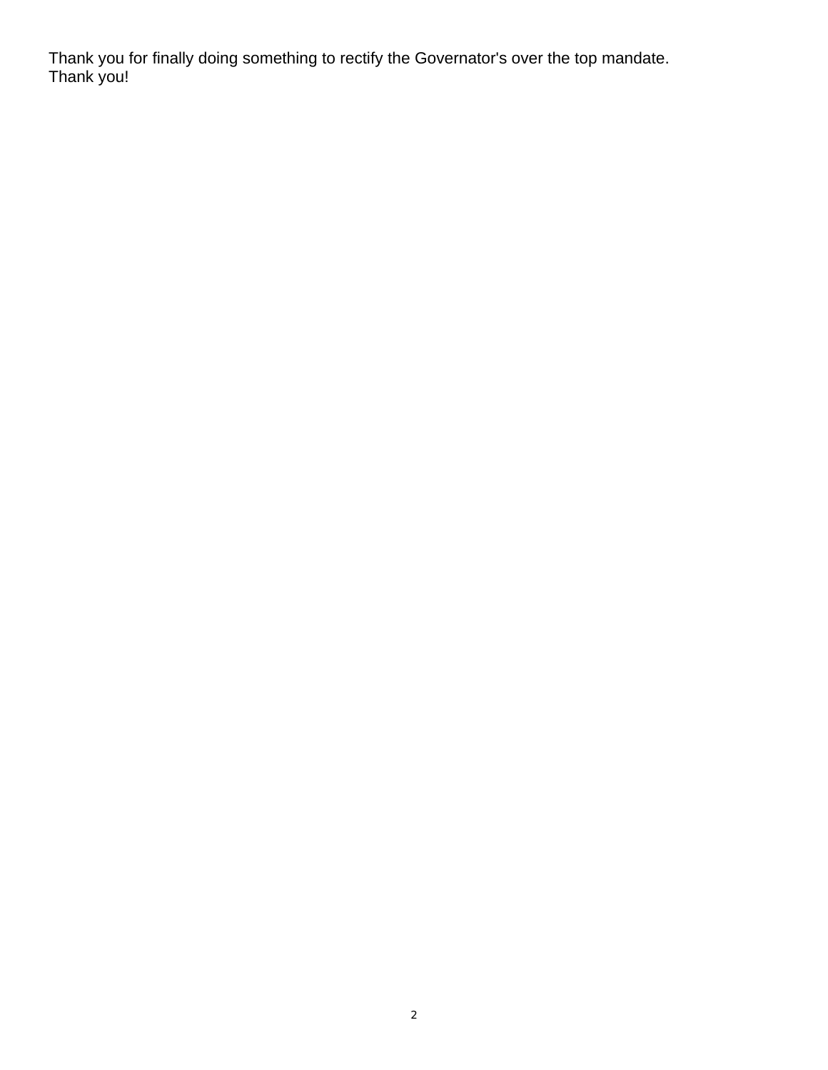Thank you for finally doing something to rectify the Governator's over the top mandate.
Thank you!